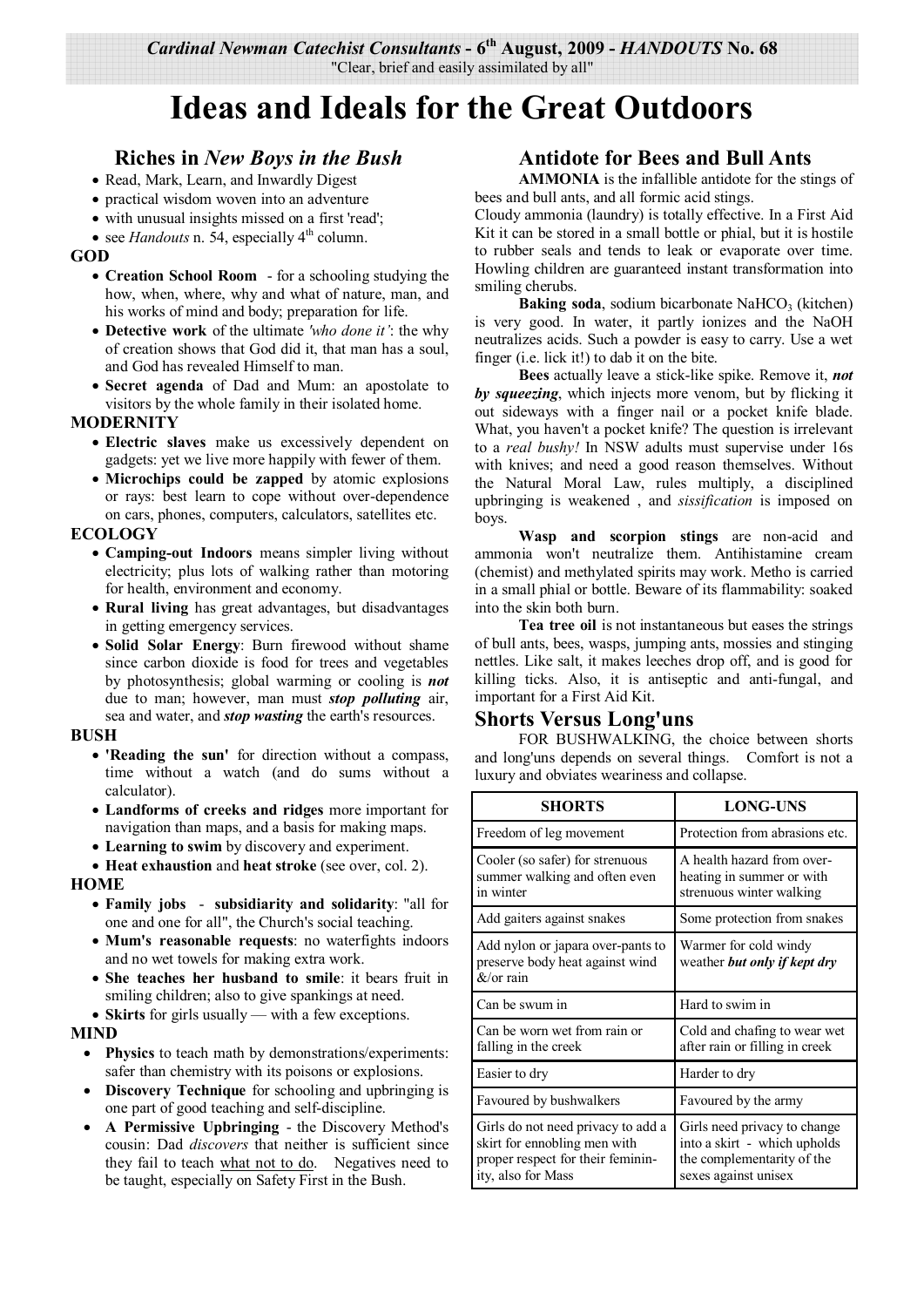*Cardinal Newman Catechist Consultants* - 6th August, 2009 - *HANDOUTS* No. 68

"Clear, brief and easily assimilated by all"

# Ideas and Ideals for the Great Outdoors

## Riches in *New Boys in the Bush*

- Read, Mark, Learn, and Inwardly Digest
- practical wisdom woven into an adventure
- with unusual insights missed on a first 'read';
- see *Handouts* n. 54, especially 4th column.

**GOD**

- **Creation School Room** - for a schooling studying the how, when, where, why and what of nature, man, and his works of mind and body; preparation for life.
- **Detective work** of the ultimate *'who done it'*: the why of creation shows that God did it, that man has a soul, and God has revealed Himself to man.
- **Secret agenda** of Dad and Mum: an apostolate to visitors by the whole family in their isolated home.

**MODERNITY**

- **Electric slaves** make us excessively dependent on gadgets: yet we live more happily with fewer of them.
- **Microchips could be zapped** by atomic explosions or rays: best learn to cope without over-dependence on cars, phones, computers, calculators, satellites etc.

**ECOLOGY**

- **Camping-out Indoors** means simpler living without electricity; plus lots of walking rather than motoring for health, environment and economy.
- **Rural living** has great advantages, but disadvantages in getting emergency services.
- **Solid Solar Energy**: Burn firewood without shame since carbon dioxide is food for trees and vegetables by photosynthesis; global warming or cooling is ***not*** due to man; however, man must ***stop polluting*** air, sea and water, and ***stop wasting*** the earth's resources.

**BUSH**

- **'Reading the sun'** for direction without a compass, time without a watch (and do sums without a calculator).
- **Landforms of creeks and ridges** more important for navigation than maps, and a basis for making maps.
- **Learning to swim** by discovery and experiment.
- **Heat exhaustion** and **heat stroke** (see over, col. 2).

**HOME**

- **Family jobs** - **subsidiarity and solidarity**: "all for one and one for all", the Church's social teaching.
- **Mum's reasonable requests**: no waterfights indoors and no wet towels for making extra work.
- **She teaches her husband to smile**: it bears fruit in smiling children; also to give spankings at need.
- **Skirts** for girls usually — with a few exceptions.

**MIND**

- **Physics** to teach math by demonstrations/experiments: safer than chemistry with its poisons or explosions.
- **Discovery Technique** for schooling and upbringing is one part of good teaching and self-discipline.
- **A Permissive Upbringing** - the Discovery Method's cousin: Dad *discovers* that neither is sufficient since they fail to teach <u>what not to do</u>. Negatives need to be taught, especially on Safety First in the Bush.

## Antidote for Bees and Bull Ants

**AMMONIA** is the infallible antidote for the stings of bees and bull ants, and all formic acid stings.

Cloudy ammonia (laundry) is totally effective. In a First Aid Kit it can be stored in a small bottle or phial, but it is hostile to rubber seals and tends to leak or evaporate over time. Howling children are guaranteed instant transformation into smiling cherubs.

**Baking soda**, sodium bicarbonate $NaHCO_3$ (kitchen) is very good. In water, it partly ionizes and the NaOH neutralizes acids. Such a powder is easy to carry. Use a wet finger (i.e. lick it!) to dab it on the bite.

**Bees** actually leave a stick-like spike. Remove it, ***not by squeezing***, which injects more venom, but by flicking it out sideways with a finger nail or a pocket knife blade. What, you haven't a pocket knife? The question is irrelevant to a *real bushy!* In NSW adults must supervise under 16s with knives; and need a good reason themselves. Without the Natural Moral Law, rules multiply, a disciplined upbringing is weakened , and *sissification* is imposed on boys.

**Wasp and scorpion stings** are non-acid and ammonia won't neutralize them. Antihistamine cream (chemist) and methylated spirits may work. Metho is carried in a small phial or bottle. Beware of its flammability: soaked into the skin both burn.

**Tea tree oil** is not instantaneous but eases the strings of bull ants, bees, wasps, jumping ants, mossies and stinging nettles. Like salt, it makes leeches drop off, and is good for killing ticks. Also, it is antiseptic and anti-fungal, and important for a First Aid Kit.

## Shorts Versus Long'uns

FOR BUSHWALKING, the choice between shorts and long'uns depends on several things. Comfort is not a luxury and obviates weariness and collapse.

| SHORTS | LONG-UNS |
|---|---|
| Freedom of leg movement | Protection from abrasions etc. |
| Cooler (so safer) for strenuous summer walking and often even in winter | A health hazard from over-heating in summer or with strenuous winter walking |
| Add gaiters against snakes | Some protection from snakes |
| Add nylon or japara over-pants to preserve body heat against wind &/or rain | Warmer for cold windy weather ***but only if kept dry*** |
| Can be swum in | Hard to swim in |
| Can be worn wet from rain or falling in the creek | Cold and chafing to wear wet after rain or filling in creek |
| Easier to dry | Harder to dry |
| Favoured by bushwalkers | Favoured by the army |
| Girls do not need privacy to add a skirt for ennobling men with proper respect for their feminin-ity, also for Mass | Girls need privacy to change into a skirt - which upholds the complementarity of the sexes against unisex |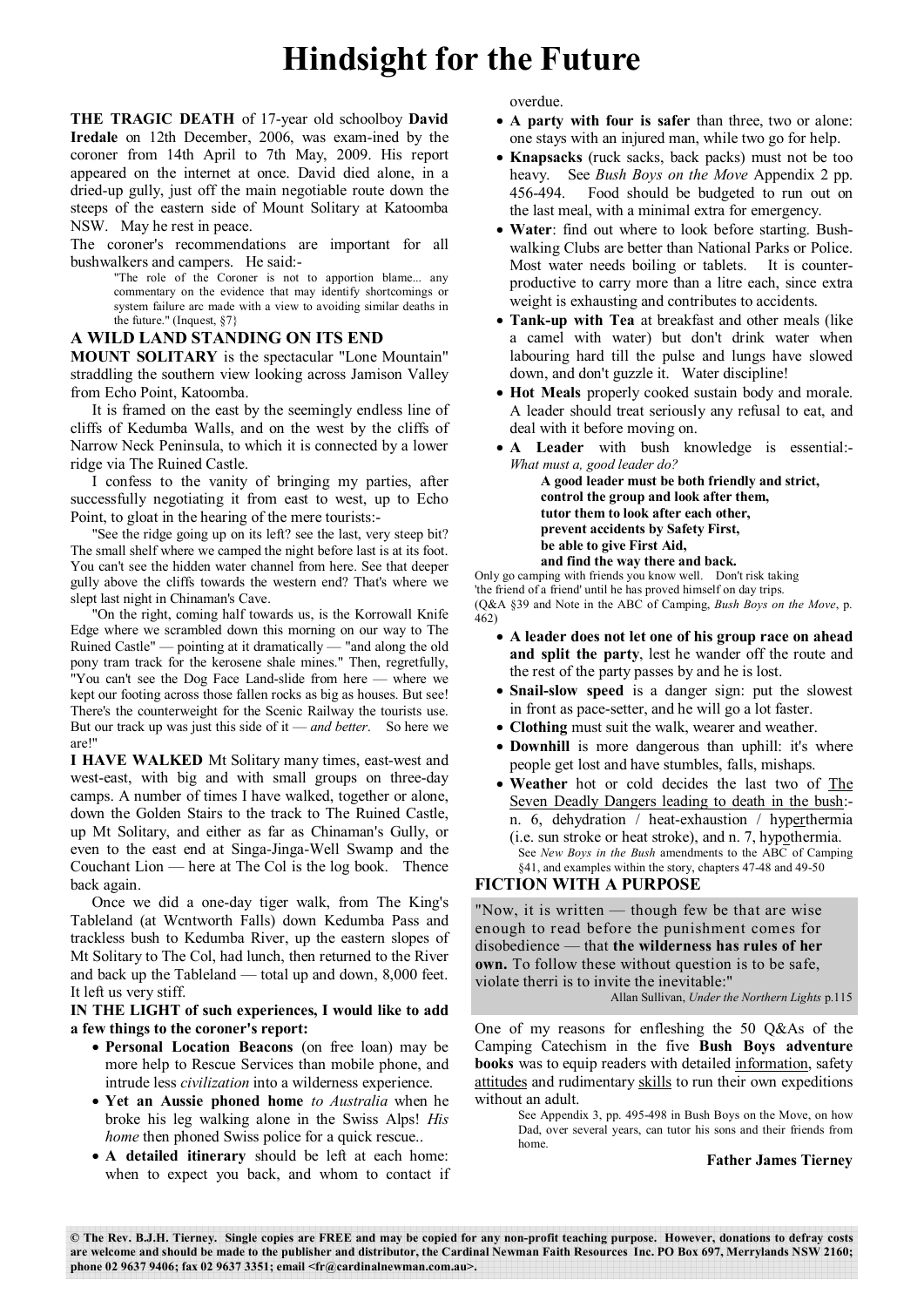# Hindsight for the Future

**THE TRAGIC DEATH** of 17-year old schoolboy **David Iredale** on 12th December, 2006, was exam-ined by the coroner from 14th April to 7th May, 2009. His report appeared on the internet at once. David died alone, in a dried-up gully, just off the main negotiable route down the steeps of the eastern side of Mount Solitary at Katoomba NSW. May he rest in peace.

The coroner's recommendations are important for all bushwalkers and campers. He said:-

> "The role of the Coroner is not to apportion blame... any commentary on the evidence that may identify shortcomings or system failure arc made with a view to avoiding similar deaths in the future." (Inquest, §7}

## A WILD LAND STANDING ON ITS END

**MOUNT SOLITARY** is the spectacular "Lone Mountain" straddling the southern view looking across Jamison Valley from Echo Point, Katoomba.

It is framed on the east by the seemingly endless line of cliffs of Kedumba Walls, and on the west by the cliffs of Narrow Neck Peninsula, to which it is connected by a lower ridge via The Ruined Castle.

I confess to the vanity of bringing my parties, after successfully negotiating it from east to west, up to Echo Point, to gloat in the hearing of the mere tourists:-

"See the ridge going up on its left? see the last, very steep bit? The small shelf where we camped the night before last is at its foot. You can't see the hidden water channel from here. See that deeper gully above the cliffs towards the western end? That's where we slept last night in Chinaman's Cave.

"On the right, coming half towards us, is the Korrowall Knife Edge where we scrambled down this morning on our way to The Ruined Castle" — pointing at it dramatically — "and along the old pony tram track for the kerosene shale mines." Then, regretfully, "You can't see the Dog Face Land-slide from here — where we kept our footing across those fallen rocks as big as houses. But see! There's the counterweight for the Scenic Railway the tourists use. But our track up was just this side of it — *and better*. So here we are!"

**I HAVE WALKED** Mt Solitary many times, east-west and west-east, with big and with small groups on three-day camps. A number of times I have walked, together or alone, down the Golden Stairs to the track to The Ruined Castle, up Mt Solitary, and either as far as Chinaman's Gully, or even to the east end at Singa-Jinga-Well Swamp and the Couchant Lion — here at The Col is the log book. Thence back again.

Once we did a one-day tiger walk, from The King's Tableland (at Wcntworth Falls) down Kedumba Pass and trackless bush to Kedumba River, up the eastern slopes of Mt Solitary to The Col, had lunch, then returned to the River and back up the Tableland — total up and down, 8,000 feet. It left us very stiff.

**IN THE LIGHT of such experiences, I would like to add a few things to the coroner's report:**

- **Personal Location Beacons** (on free loan) may be more help to Rescue Services than mobile phone, and intrude less *civilization* into a wilderness experience.
- **Yet an Aussie phoned home** *to Australia* when he broke his leg walking alone in the Swiss Alps! *His home* then phoned Swiss police for a quick rescue..
- **A detailed itinerary** should be left at each home: when to expect you back, and whom to contact if overdue.
- **A party with four is safer** than three, two or alone: one stays with an injured man, while two go for help.
- **Knapsacks** (ruck sacks, back packs) must not be too heavy. See *Bush Boys on the Move* Appendix 2 pp. 456-494. Food should be budgeted to run out on the last meal, with a minimal extra for emergency.
- **Water**: find out where to look before starting. Bush-walking Clubs are better than National Parks or Police. Most water needs boiling or tablets. It is counter-productive to carry more than a litre each, since extra weight is exhausting and contributes to accidents.
- **Tank-up with Tea** at breakfast and other meals (like a camel with water) but don't drink water when labouring hard till the pulse and lungs have slowed down, and don't guzzle it. Water discipline!
- **Hot Meals** properly cooked sustain body and morale. A leader should treat seriously any refusal to eat, and deal with it before moving on.
- **A Leader** with bush knowledge is essential:- *What must a, good leader do?*

  > **A good leader must be both friendly and strict,**
  > **control the group and look after them,**
  > **tutor them to look after each other,**
  > **prevent accidents by Safety First,**
  > **be able to give First Aid,**
  > **and find the way there and back.**

Only go camping with friends you know well. Don't risk taking 'the friend of a friend' until he has proved himself on day trips.
(Q&A §39 and Note in the ABC of Camping, *Bush Boys on the Move*, p. 462)

- **A leader does not let one of his group race on ahead and split the party**, lest he wander off the route and the rest of the party passes by and he is lost.
- **Snail-slow speed** is a danger sign: put the slowest in front as pace-setter, and he will go a lot faster.
- **Clothing** must suit the walk, wearer and weather.
- **Downhill** is more dangerous than uphill: it's where people get lost and have stumbles, falls, mishaps.
- **Weather** hot or cold decides the last two of The Seven Deadly Dangers leading to death in the bush:- n. 6, dehydration / heat-exhaustion / hyperthermia (i.e. sun stroke or heat stroke), and n. 7, hypothermia.
  See *New Boys in the Bush* amendments to the ABC of Camping §41, and examples within the story, chapters 47-48 and 49-50

## FICTION WITH A PURPOSE

> "Now, it is written — though few be that are wise enough to read before the punishment comes for disobedience — that **the wilderness has rules of her own.** To follow these without question is to be safe, violate therri is to invite the inevitable:"
>
> Allan Sullivan, *Under the Northern Lights* p.115

One of my reasons for enfleshing the 50 Q&As of the Camping Catechism in the five **Bush Boys adventure books** was to equip readers with detailed information, safety attitudes and rudimentary skills to run their own expeditions without an adult.

See Appendix 3, pp. 495-498 in Bush Boys on the Move, on how Dad, over several years, can tutor his sons and their friends from home.

**Father James Tierney**

**© The Rev. B.J.H. Tierney. Single copies are FREE and may be copied for any non-profit teaching purpose. However, donations to defray costs are welcome and should be made to the publisher and distributor, the Cardinal Newman Faith Resources Inc. PO Box 697, Merrylands NSW 2160; phone 02 9637 9406; fax 02 9637 3351; email <fr@cardinalnewman.com.au>.**